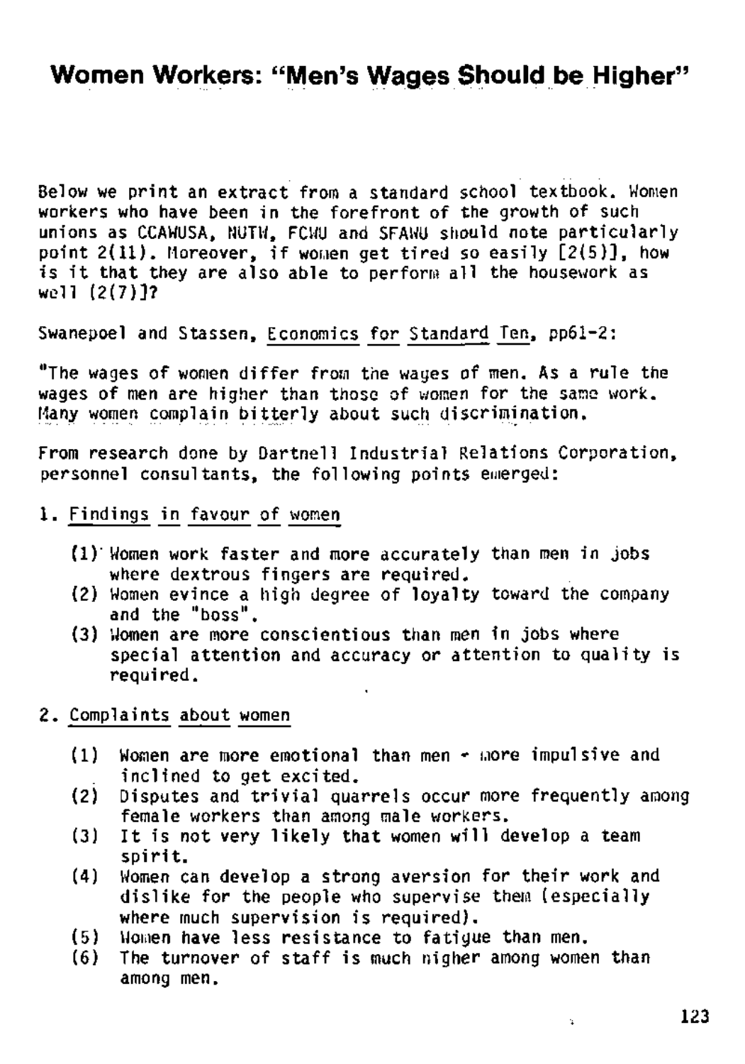# Women Workers: "Men's Wages Should be Higher"

Below we print an extract from a standard school textbook. Women workers who have been in the forefront of the growth of such unions as CCAWUSA, NUTW, FCWU and SFAWU should note particularly point 2(11). Moreover, if women get tired so easily [2(5)], how is it that they are also able to perform all the housework as well [2(7)]?

Swanepoel and Stassen, Economics for Standard Ten, pp61-2:

"The wages of women differ from the wages of men. As a rule the wages of men are higher than those of women for the same work. Many women complain bitterly about such discrimination.

From research done by Dartnell Industrial Relations Corporation, personnel consultants, the following points emerged:

1. Findings in favour of women

   (1) Women work faster and more accurately than men in jobs where dextrous fingers are required.
   (2) Women evince a high degree of loyalty toward the company and the "boss".
   (3) Women are more conscientious than men in jobs where special attention and accuracy or attention to quality is required.

2. Complaints about women

   (1) Women are more emotional than men - more impulsive and inclined to get excited.
   (2) Disputes and trivial quarrels occur more frequently among female workers than among male workers.
   (3) It is not very likely that women will develop a team spirit.
   (4) Women can develop a strong aversion for their work and dislike for the people who supervise them (especially where much supervision is required).
   (5) Women have less resistance to fatigue than men.
   (6) The turnover of staff is much higher among women than among men.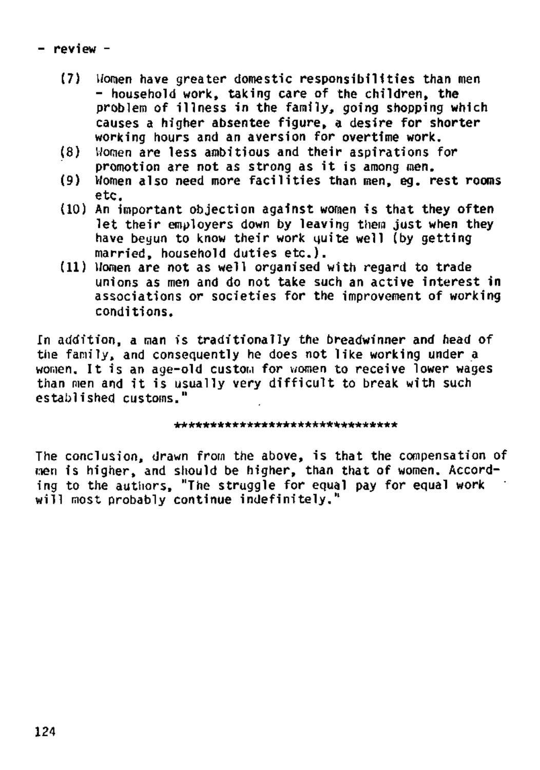- review -

(7) Women have greater domestic responsibilities than men - household work, taking care of the children, the problem of illness in the family, going shopping which causes a higher absentee figure, a desire for shorter working hours and an aversion for overtime work.
(8) Women are less ambitious and their aspirations for promotion are not as strong as it is among men.
(9) Women also need more facilities than men, eg. rest rooms etc.
(10) An important objection against women is that they often let their employers down by leaving them just when they have begun to know their work quite well (by getting married, household duties etc.).
(11) Women are not as well organised with regard to trade unions as men and do not take such an active interest in associations or societies for the improvement of working conditions.

In addition, a man is traditionally the breadwinner and head of the family, and consequently he does not like working under a women. It is an age-old custom for women to receive lower wages than men and it is usually very difficult to break with such established customs."

******************************

The conclusion, drawn from the above, is that the compensation of men is higher, and should be higher, than that of women. According to the authors, "The struggle for equal pay for equal work will most probably continue indefinitely."